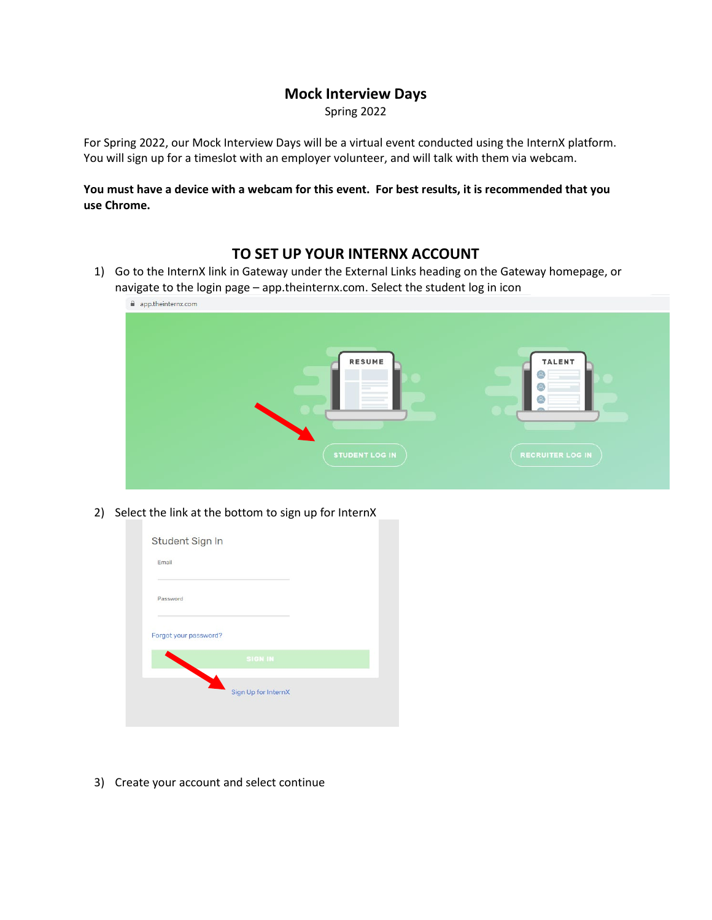# Mock Interview Days

Spring 2022

For Spring 2022, our Mock Interview Days will be a virtual event conducted using the InternX platform. You will sign up for a timeslot with an employer volunteer, and will talk with them via webcam.

**You must have a device with a webcam for this event. For best results, it is recommended that you use Chrome.**

## TO SET UP YOUR INTERNX ACCOUNT

1) Go to the InternX link in Gateway under the External Links heading on the Gateway homepage, or navigate to the login page – app.theinternx.com. Select the student log in icon

2) Select the link at the bottom to sign up for InternX

3) Create your account and select continue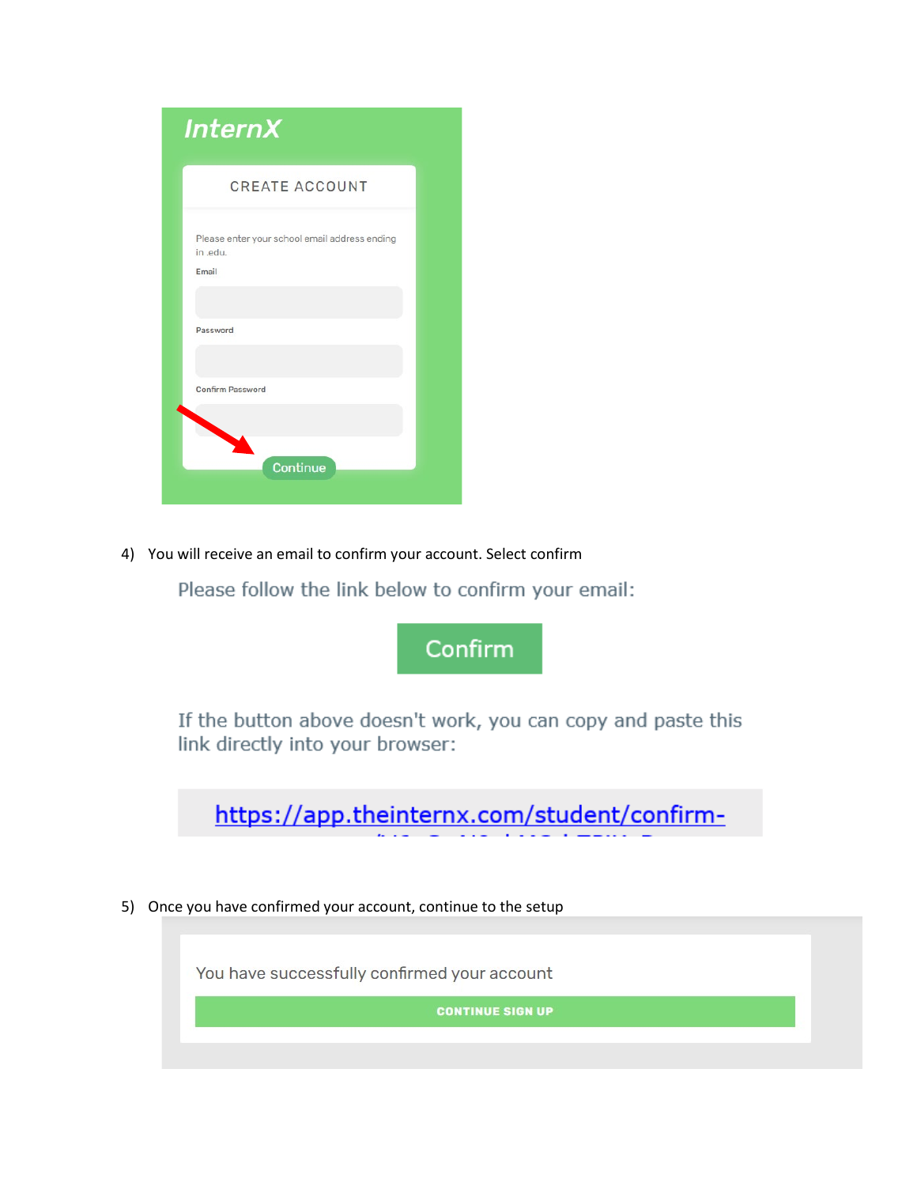InternX

CREATE ACCOUNT

Please enter your school email address ending in .edu.

Email

Password

Confirm Password

Continue

4) You will receive an email to confirm your account. Select confirm

Please follow the link below to confirm your email:

Confirm

If the button above doesn't work, you can copy and paste this link directly into your browser:

https://app.theinternx.com/student/confirm-

5) Once you have confirmed your account, continue to the setup

You have successfully confirmed your account

CONTINUE SIGN UP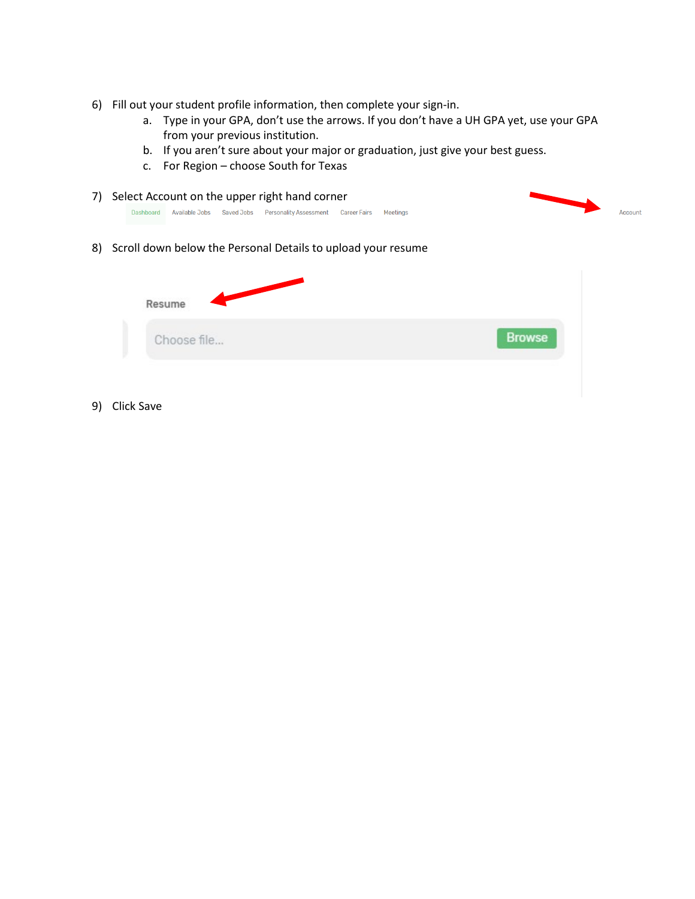6) Fill out your student profile information, then complete your sign-in.
   a. Type in your GPA, don't use the arrows. If you don't have a UH GPA yet, use your GPA from your previous institution.
   b. If you aren't sure about your major or graduation, just give your best guess.
   c. For Region – choose South for Texas

7) Select Account on the upper right hand corner

   Dashboard   Available Jobs   Saved Jobs   Personality Assessment   Career Fairs   Meetings   Account

8) Scroll down below the Personal Details to upload your resume

   Resume

   Choose file...   Browse

9) Click Save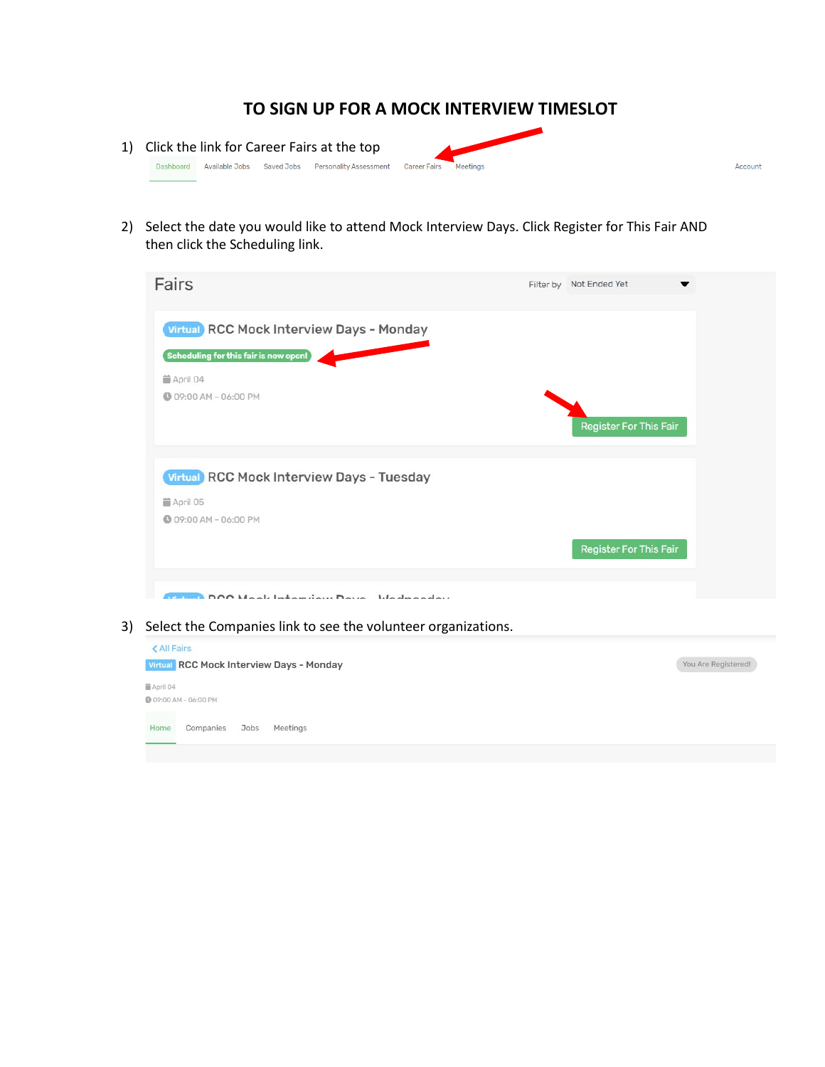# TO SIGN UP FOR A MOCK INTERVIEW TIMESLOT

1) Click the link for Career Fairs at the top

   Dashboard   Available Jobs   Saved Jobs   Personality Assessment   Career Fairs   Meetings   Account

2) Select the date you would like to attend Mock Interview Days. Click Register for This Fair AND then click the Scheduling link.

   Fairs   Filter by   Not Ended Yet

   Virtual RCC Mock Interview Days - Monday
   Scheduling for this fair is now open!
   April 04
   09:00 AM - 06:00 PM
   Register For This Fair

   Virtual RCC Mock Interview Days - Tuesday
   April 05
   09:00 AM - 06:00 PM
   Register For This Fair

3) Select the Companies link to see the volunteer organizations.

   < All Fairs
   Virtual RCC Mock Interview Days - Monday   You Are Registered!
   April 04
   09:00 AM - 06:00 PM
   Home   Companies   Jobs   Meetings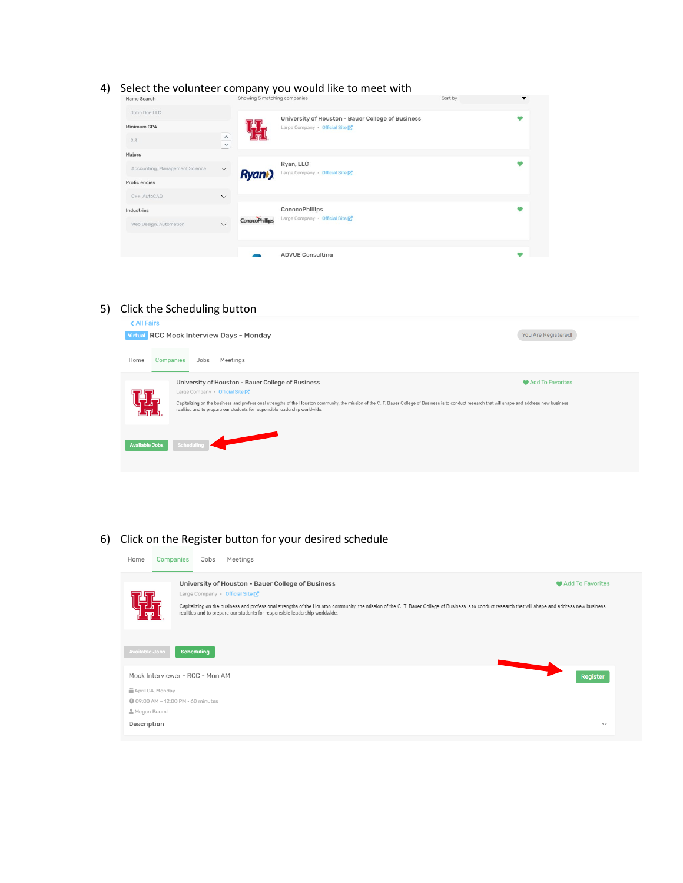4) Select the volunteer company you would like to meet with

5) Click the Scheduling button

6) Click on the Register button for your desired schedule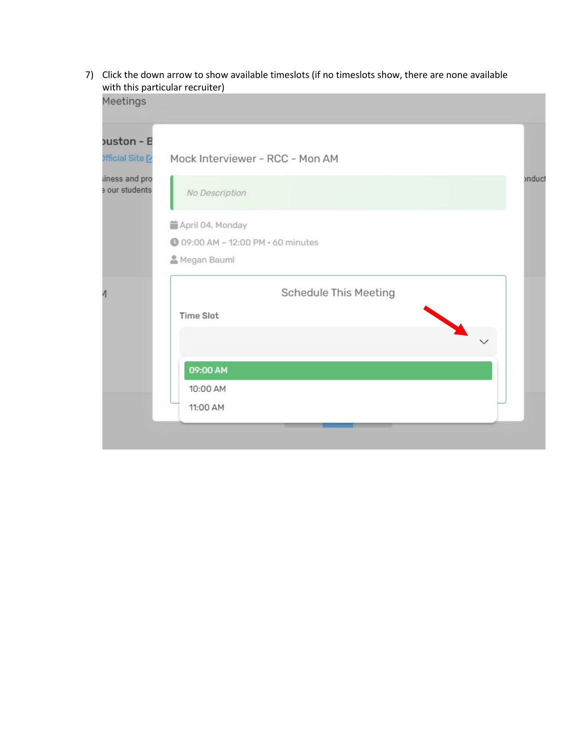7) Click the down arrow to show available timeslots (if no timeslots show, there are none available with this particular recruiter)

Meetings

Mock Interviewer - RCC - Mon AM

*No Description*

April 04, Monday

09:00 AM – 12:00 PM • 60 minutes

Megan Bauml

Schedule This Meeting

**Time Slot**

09:00 AM

10:00 AM

11:00 AM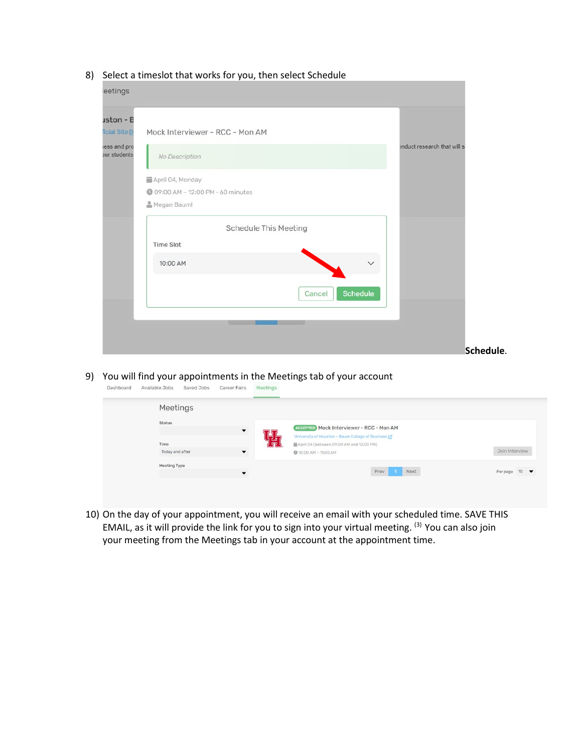8) Select a timeslot that works for you, then select Schedule

**Schedule**.

9) You will find your appointments in the Meetings tab of your account

10) On the day of your appointment, you will receive an email with your scheduled time. SAVE THIS EMAIL, as it will provide the link for you to sign into your virtual meeting. [3] You can also join your meeting from the Meetings tab in your account at the appointment time.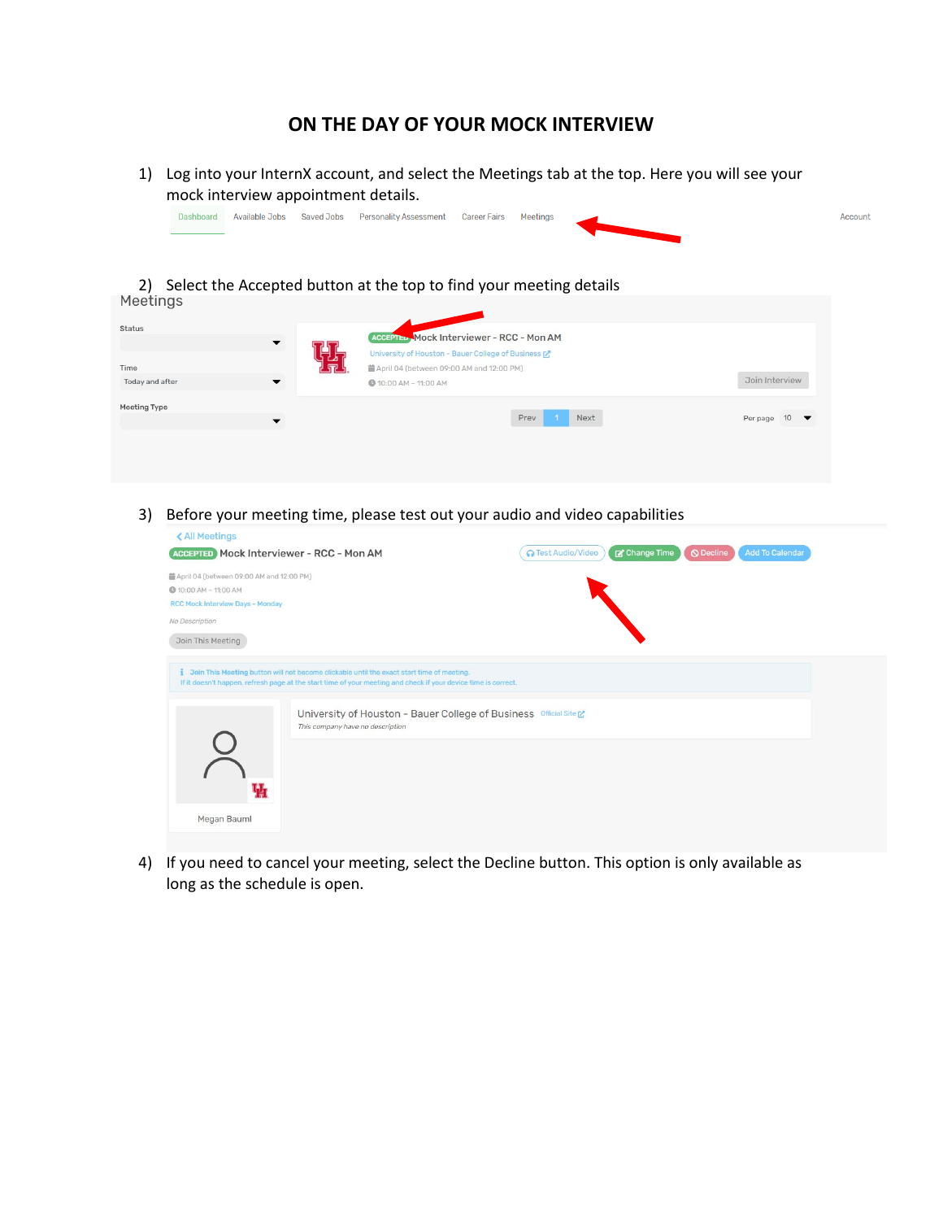# ON THE DAY OF YOUR MOCK INTERVIEW

1) Log into your InternX account, and select the Meetings tab at the top. Here you will see your mock interview appointment details.

Dashboard Available Jobs Saved Jobs Personality Assessment Career Fairs Meetings Account

2) Select the Accepted button at the top to find your meeting details

Meetings

Status

Time

Today and after

Meeting Type

ACCEPTED Mock Interviewer - RCC - Mon AM

University of Houston - Bauer College of Business

April 04 (between 09:00 AM and 12:00 PM)

10:00 AM – 11:00 AM

Join Interview

Prev 1 Next

Per page 10

3) Before your meeting time, please test out your audio and video capabilities

All Meetings

ACCEPTED Mock Interviewer - RCC - Mon AM

Test Audio/Video Change Time Decline Add To Calendar

April 04 (between 09:00 AM and 12:00 PM)

10:00 AM – 11:00 AM

RCC Mock Interview Days - Monday

No Description

Join This Meeting

Join This Meeting button will not become clickable until the exact start time of meeting.
If it doesn't happen, refresh page at the start time of your meeting and check if your device time is correct.

University of Houston - Bauer College of Business Official Site

This company have no description

Megan Bauml

4) If you need to cancel your meeting, select the Decline button. This option is only available as long as the schedule is open.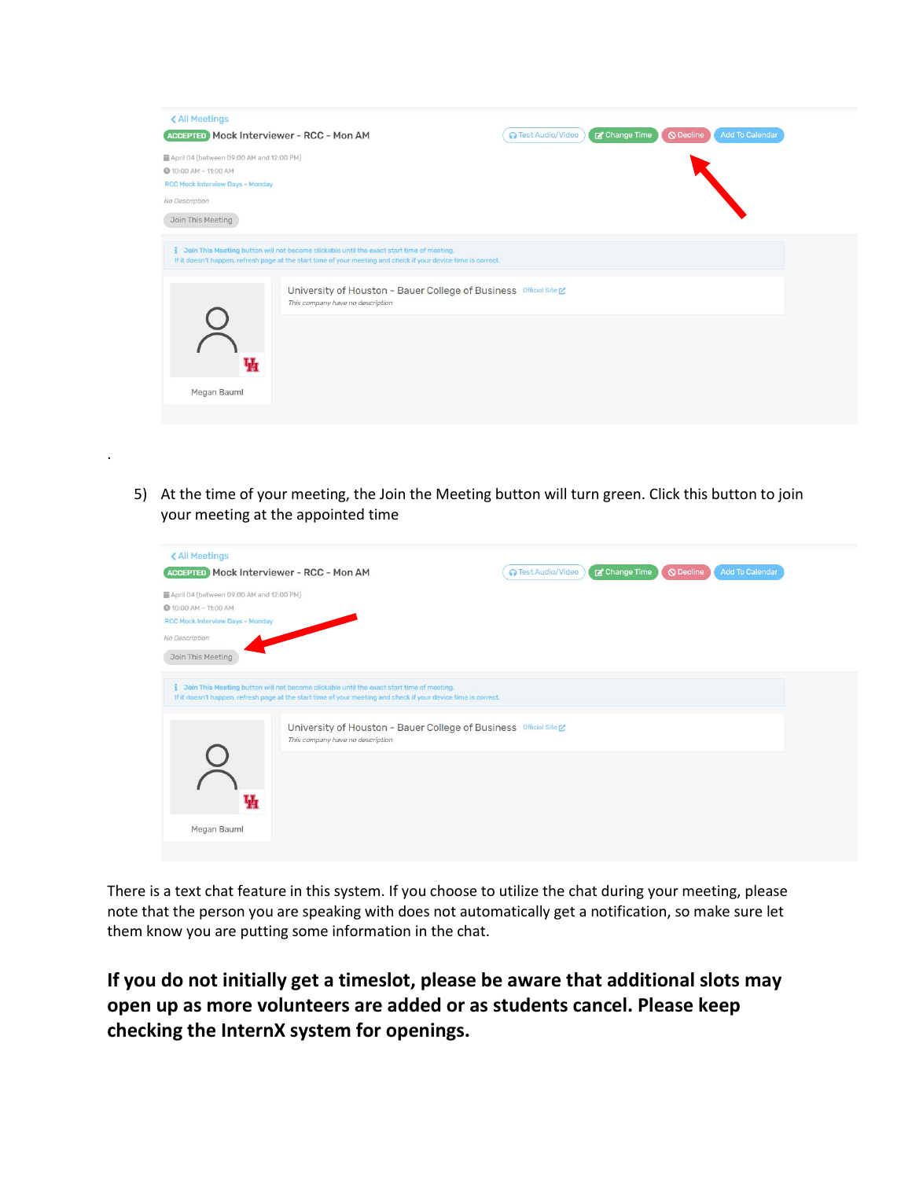.

5) At the time of your meeting, the Join the Meeting button will turn green. Click this button to join your meeting at the appointed time

There is a text chat feature in this system. If you choose to utilize the chat during your meeting, please note that the person you are speaking with does not automatically get a notification, so make sure let them know you are putting some information in the chat.

**If you do not initially get a timeslot, please be aware that additional slots may open up as more volunteers are added or as students cancel. Please keep checking the InternX system for openings.**